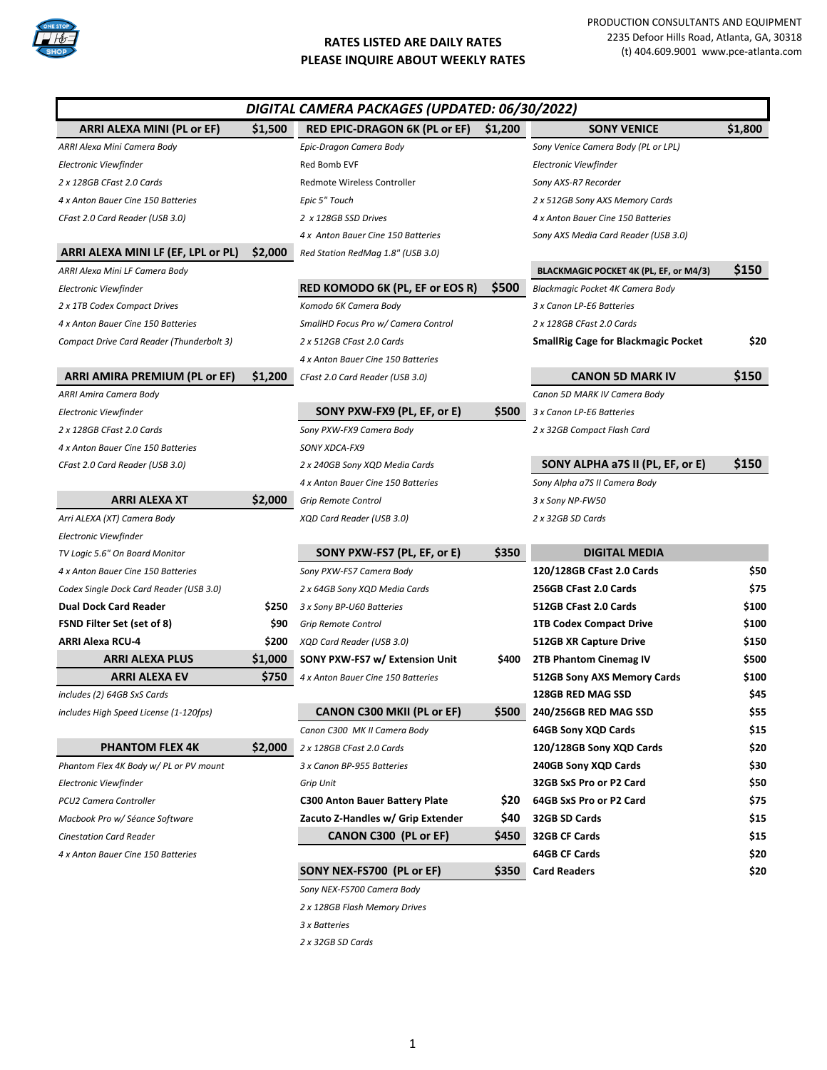**RATES LISTED ARE DAILY RATES**
**PLEASE INQUIRE ABOUT WEEKLY RATES**

PRODUCTION CONSULTANTS AND EQUIPMENT
2235 Defoor Hills Road, Atlanta, GA, 30318
(t) 404.609.9001 www.pce-atlanta.com

# *DIGITAL CAMERA PACKAGES (UPDATED: 06/30/2022)*

### ARRI ALEXA MINI (PL or EF) — $1,500

*ARRI Alexa Mini Camera Body*
*Electronic Viewfinder*
*2 x 128GB CFast 2.0 Cards*
*4 x Anton Bauer Cine 150 Batteries*
*CFast 2.0 Card Reader (USB 3.0)*

### ARRI ALEXA MINI LF (EF, LPL or PL) — $2,000

*ARRI Alexa Mini LF Camera Body*
*Electronic Viewfinder*
*2 x 1TB Codex Compact Drives*
*4 x Anton Bauer Cine 150 Batteries*
*Compact Drive Card Reader (Thunderbolt 3)*

### ARRI AMIRA PREMIUM (PL or EF) — $1,200

*ARRI Amira Camera Body*
*Electronic Viewfinder*
*2 x 128GB CFast 2.0 Cards*
*4 x Anton Bauer Cine 150 Batteries*
*CFast 2.0 Card Reader (USB 3.0)*

### ARRI ALEXA XT — $2,000

*Arri ALEXA (XT) Camera Body*
*Electronic Viewfinder*
*TV Logic 5.6" On Board Monitor*
*4 x Anton Bauer Cine 150 Batteries*
*Codex Single Dock Card Reader (USB 3.0)*

| Item | Rate |
|---|---|
| **Dual Dock Card Reader** | **$250** |
| **FSND Filter Set (set of 8)** | **$90** |
| **ARRI Alexa RCU-4** | **$200** |

### ARRI ALEXA PLUS — $1,000

### ARRI ALEXA EV — $750

*includes (2) 64GB SxS Cards*
*includes High Speed License (1-120fps)*

### PHANTOM FLEX 4K — $2,000

*Phantom Flex 4K Body w/ PL or PV mount*
*Electronic Viewfinder*
*PCU2 Camera Controller*
*Macbook Pro w/ Séance Software*
*Cinestation Card Reader*
*4 x Anton Bauer Cine 150 Batteries*

### RED EPIC-DRAGON 6K (PL or EF) — $1,200

*Epic-Dragon Camera Body*
Red Bomb EVF
Redmote Wireless Controller
*Epic 5" Touch*
*2 x 128GB SSD Drives*
*4 x Anton Bauer Cine 150 Batteries*
*Red Station RedMag 1.8" (USB 3.0)*

### RED KOMODO 6K (PL, EF or EOS R) — $500

*Komodo 6K Camera Body*
*SmallHD Focus Pro w/ Camera Control*
*2 x 512GB CFast 2.0 Cards*
*4 x Anton Bauer Cine 150 Batteries*
*CFast 2.0 Card Reader (USB 3.0)*

### SONY PXW-FX9 (PL, EF, or E) — $500

*Sony PXW-FX9 Camera Body*
*SONY XDCA-FX9*
*2 x 240GB Sony XQD Media Cards*
*4 x Anton Bauer Cine 150 Batteries*
*Grip Remote Control*
*XQD Card Reader (USB 3.0)*

### SONY PXW-FS7 (PL, EF, or E) — $350

*Sony PXW-FS7 Camera Body*
*2 x 64GB Sony XQD Media Cards*
*3 x Sony BP-U60 Batteries*
*Grip Remote Control*
*XQD Card Reader (USB 3.0)*

**SONY PXW-FS7 w/ Extension Unit — $400**
*4 x Anton Bauer Cine 150 Batteries*

### CANON C300 MKII (PL or EF) — $500

*Canon C300 MK II Camera Body*
*2 x 128GB CFast 2.0 Cards*
*3 x Canon BP-955 Batteries*
*Grip Unit*

| Item | Rate |
|---|---|
| **C300 Anton Bauer Battery Plate** | **$20** |
| **Zacuto Z-Handles w/ Grip Extender** | **$40** |

### CANON C300 (PL or EF) — $450

### SONY NEX-FS700 (PL or EF) — $350

*Sony NEX-FS700 Camera Body*
*2 x 128GB Flash Memory Drives*
*3 x Batteries*
*2 x 32GB SD Cards*

### SONY VENICE — $1,800

*Sony Venice Camera Body (PL or LPL)*
*Electronic Viewfinder*
*Sony AXS-R7 Recorder*
*2 x 512GB Sony AXS Memory Cards*
*4 x Anton Bauer Cine 150 Batteries*
*Sony AXS Media Card Reader (USB 3.0)*

### BLACKMAGIC POCKET 4K (PL, EF, or M4/3) — $150

*Blackmagic Pocket 4K Camera Body*
*3 x Canon LP-E6 Batteries*
*2 x 128GB CFast 2.0 Cards*

**SmallRig Cage for Blackmagic Pocket — $20**

### CANON 5D MARK IV — $150

*Canon 5D MARK IV Camera Body*
*3 x Canon LP-E6 Batteries*
*2 x 32GB Compact Flash Card*

### SONY ALPHA a7S II (PL, EF, or E) — $150

*Sony Alpha a7S II Camera Body*
*3 x Sony NP-FW50*
*2 x 32GB SD Cards*

### DIGITAL MEDIA

| Item | Rate |
|---|---|
| **120/128GB CFast 2.0 Cards** | **$50** |
| **256GB CFast 2.0 Cards** | **$75** |
| **512GB CFast 2.0 Cards** | **$100** |
| **1TB Codex Compact Drive** | **$100** |
| **512GB XR Capture Drive** | **$150** |
| **2TB Phantom Cinemag IV** | **$500** |
| **512GB Sony AXS Memory Cards** | **$100** |
| **128GB RED MAG SSD** | **$45** |
| **240/256GB RED MAG SSD** | **$55** |
| **64GB Sony XQD Cards** | **$15** |
| **120/128GB Sony XQD Cards** | **$20** |
| **240GB Sony XQD Cards** | **$30** |
| **32GB SxS Pro or P2 Card** | **$50** |
| **64GB SxS Pro or P2 Card** | **$75** |
| **32GB SD Cards** | **$15** |
| **32GB CF Cards** | **$15** |
| **64GB CF Cards** | **$20** |
| **Card Readers** | **$20** |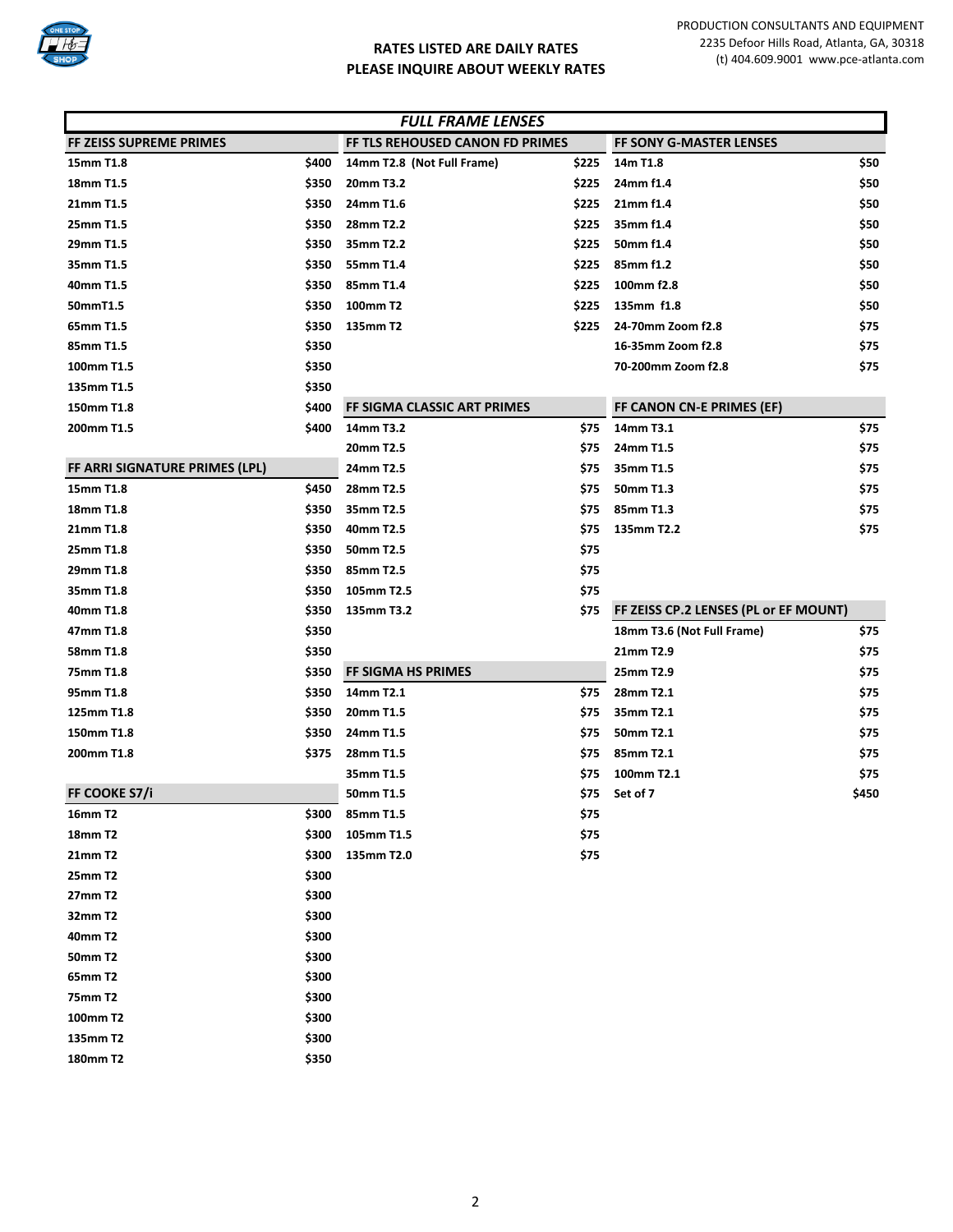RATES LISTED ARE DAILY RATES
PLEASE INQUIRE ABOUT WEEKLY RATES

PRODUCTION CONSULTANTS AND EQUIPMENT
2235 Defoor Hills Road, Atlanta, GA, 30318
(t) 404.609.9001 www.pce-atlanta.com

## *FULL FRAME LENSES*

### FF ZEISS SUPREME PRIMES

| Lens | Rate |
|---|---|
| 15mm T1.8 | $400 |
| 18mm T1.5 | $350 |
| 21mm T1.5 | $350 |
| 25mm T1.5 | $350 |
| 29mm T1.5 | $350 |
| 35mm T1.5 | $350 |
| 40mm T1.5 | $350 |
| 50mmT1.5 | $350 |
| 65mm T1.5 | $350 |
| 85mm T1.5 | $350 |
| 100mm T1.5 | $350 |
| 135mm T1.5 | $350 |
| 150mm T1.8 | $400 |
| 200mm T1.5 | $400 |

### FF ARRI SIGNATURE PRIMES (LPL)

| Lens | Rate |
|---|---|
| 15mm T1.8 | $450 |
| 18mm T1.8 | $350 |
| 21mm T1.8 | $350 |
| 25mm T1.8 | $350 |
| 29mm T1.8 | $350 |
| 35mm T1.8 | $350 |
| 40mm T1.8 | $350 |
| 47mm T1.8 | $350 |
| 58mm T1.8 | $350 |
| 75mm T1.8 | $350 |
| 95mm T1.8 | $350 |
| 125mm T1.8 | $350 |
| 150mm T1.8 | $350 |
| 200mm T1.8 | $375 |

### FF COOKE S7/i

| Lens | Rate |
|---|---|
| 16mm T2 | $300 |
| 18mm T2 | $300 |
| 21mm T2 | $300 |
| 25mm T2 | $300 |
| 27mm T2 | $300 |
| 32mm T2 | $300 |
| 40mm T2 | $300 |
| 50mm T2 | $300 |
| 65mm T2 | $300 |
| 75mm T2 | $300 |
| 100mm T2 | $300 |
| 135mm T2 | $300 |
| 180mm T2 | $350 |

### FF TLS REHOUSED CANON FD PRIMES

| Lens | Rate |
|---|---|
| 14mm T2.8 (Not Full Frame) | $225 |
| 20mm T3.2 | $225 |
| 24mm T1.6 | $225 |
| 28mm T2.2 | $225 |
| 35mm T2.2 | $225 |
| 55mm T1.4 | $225 |
| 85mm T1.4 | $225 |
| 100mm T2 | $225 |
| 135mm T2 | $225 |

### FF SIGMA CLASSIC ART PRIMES

| Lens | Rate |
|---|---|
| 14mm T3.2 | $75 |
| 20mm T2.5 | $75 |
| 24mm T2.5 | $75 |
| 28mm T2.5 | $75 |
| 35mm T2.5 | $75 |
| 40mm T2.5 | $75 |
| 50mm T2.5 | $75 |
| 85mm T2.5 | $75 |
| 105mm T2.5 | $75 |
| 135mm T3.2 | $75 |

### FF SIGMA HS PRIMES

| Lens | Rate |
|---|---|
| 14mm T2.1 | $75 |
| 20mm T1.5 | $75 |
| 24mm T1.5 | $75 |
| 28mm T1.5 | $75 |
| 35mm T1.5 | $75 |
| 50mm T1.5 | $75 |
| 85mm T1.5 | $75 |
| 105mm T1.5 | $75 |
| 135mm T2.0 | $75 |

### FF SONY G-MASTER LENSES

| Lens | Rate |
|---|---|
| 14m T1.8 | $50 |
| 24mm f1.4 | $50 |
| 21mm f1.4 | $50 |
| 35mm f1.4 | $50 |
| 50mm f1.4 | $50 |
| 85mm f1.2 | $50 |
| 100mm f2.8 | $50 |
| 135mm f1.8 | $50 |
| 24-70mm Zoom f2.8 | $75 |
| 16-35mm Zoom f2.8 | $75 |
| 70-200mm Zoom f2.8 | $75 |

### FF CANON CN-E PRIMES (EF)

| Lens | Rate |
|---|---|
| 14mm T3.1 | $75 |
| 24mm T1.5 | $75 |
| 35mm T1.5 | $75 |
| 50mm T1.3 | $75 |
| 85mm T1.3 | $75 |
| 135mm T2.2 | $75 |

### FF ZEISS CP.2 LENSES (PL or EF MOUNT)

| Lens | Rate |
|---|---|
| 18mm T3.6 (Not Full Frame) | $75 |
| 21mm T2.9 | $75 |
| 25mm T2.9 | $75 |
| 28mm T2.1 | $75 |
| 35mm T2.1 | $75 |
| 50mm T2.1 | $75 |
| 85mm T2.1 | $75 |
| 100mm T2.1 | $75 |
| Set of 7 | $450 |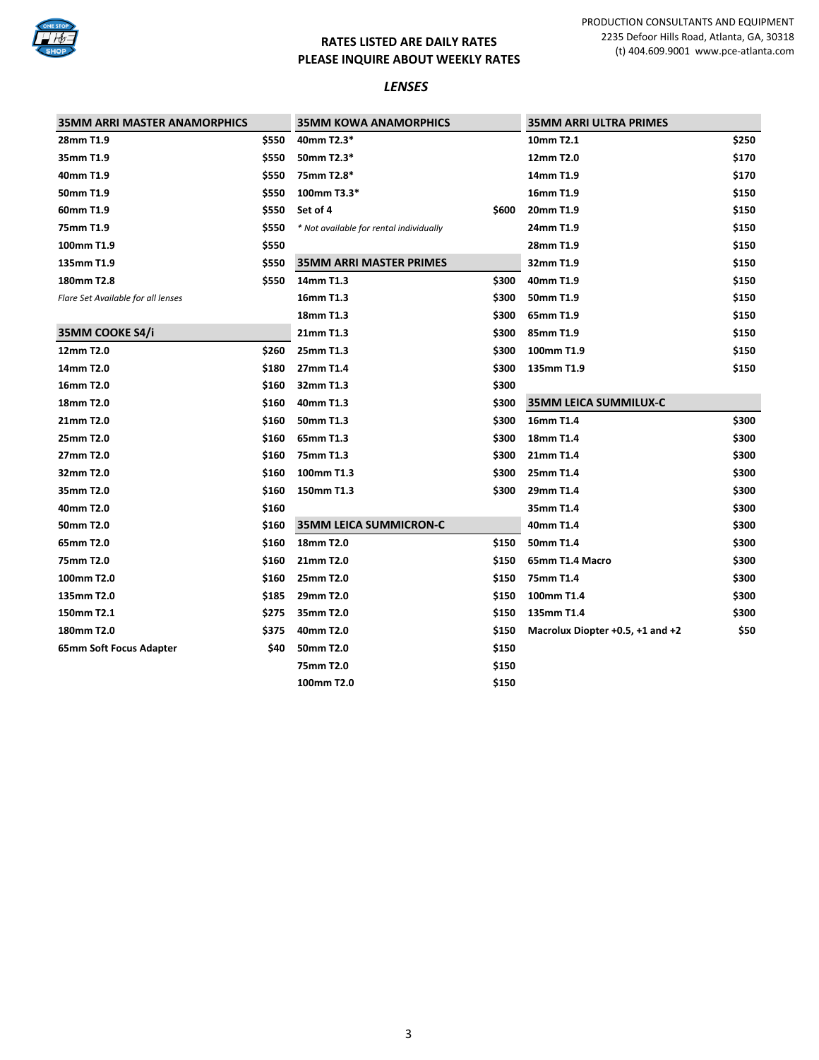PRODUCTION CONSULTANTS AND EQUIPMENT
2235 Defoor Hills Road, Atlanta, GA, 30318
(t) 404.609.9001 www.pce-atlanta.com

**RATES LISTED ARE DAILY RATES**
**PLEASE INQUIRE ABOUT WEEKLY RATES**

## *LENSES*

| 35MM ARRI MASTER ANAMORPHICS | |
|---|---|
| 28mm T1.9 | $550 |
| 35mm T1.9 | $550 |
| 40mm T1.9 | $550 |
| 50mm T1.9 | $550 |
| 60mm T1.9 | $550 |
| 75mm T1.9 | $550 |
| 100mm T1.9 | $550 |
| 135mm T1.9 | $550 |
| 180mm T2.8 | $550 |

*Flare Set Available for all lenses*

| 35MM COOKE S4/i | |
|---|---|
| 12mm T2.0 | $260 |
| 14mm T2.0 | $180 |
| 16mm T2.0 | $160 |
| 18mm T2.0 | $160 |
| 21mm T2.0 | $160 |
| 25mm T2.0 | $160 |
| 27mm T2.0 | $160 |
| 32mm T2.0 | $160 |
| 35mm T2.0 | $160 |
| 40mm T2.0 | $160 |
| 50mm T2.0 | $160 |
| 65mm T2.0 | $160 |
| 75mm T2.0 | $160 |
| 100mm T2.0 | $160 |
| 135mm T2.0 | $185 |
| 150mm T2.1 | $275 |
| 180mm T2.0 | $375 |
| 65mm Soft Focus Adapter | $40 |

| 35MM KOWA ANAMORPHICS | |
|---|---|
| 40mm T2.3* | |
| 50mm T2.3* | |
| 75mm T2.8* | |
| 100mm T3.3* | |
| Set of 4 | $600 |

*\* Not available for rental individually*

| 35MM ARRI MASTER PRIMES | |
|---|---|
| 14mm T1.3 | $300 |
| 16mm T1.3 | $300 |
| 18mm T1.3 | $300 |
| 21mm T1.3 | $300 |
| 25mm T1.3 | $300 |
| 27mm T1.4 | $300 |
| 32mm T1.3 | $300 |
| 40mm T1.3 | $300 |
| 50mm T1.3 | $300 |
| 65mm T1.3 | $300 |
| 75mm T1.3 | $300 |
| 100mm T1.3 | $300 |
| 150mm T1.3 | $300 |

| 35MM LEICA SUMMICRON-C | |
|---|---|
| 18mm T2.0 | $150 |
| 21mm T2.0 | $150 |
| 25mm T2.0 | $150 |
| 29mm T2.0 | $150 |
| 35mm T2.0 | $150 |
| 40mm T2.0 | $150 |
| 50mm T2.0 | $150 |
| 75mm T2.0 | $150 |
| 100mm T2.0 | $150 |

| 35MM ARRI ULTRA PRIMES | |
|---|---|
| 10mm T2.1 | $250 |
| 12mm T2.0 | $170 |
| 14mm T1.9 | $170 |
| 16mm T1.9 | $150 |
| 20mm T1.9 | $150 |
| 24mm T1.9 | $150 |
| 28mm T1.9 | $150 |
| 32mm T1.9 | $150 |
| 40mm T1.9 | $150 |
| 50mm T1.9 | $150 |
| 65mm T1.9 | $150 |
| 85mm T1.9 | $150 |
| 100mm T1.9 | $150 |
| 135mm T1.9 | $150 |

| 35MM LEICA SUMMILUX-C | |
|---|---|
| 16mm T1.4 | $300 |
| 18mm T1.4 | $300 |
| 21mm T1.4 | $300 |
| 25mm T1.4 | $300 |
| 29mm T1.4 | $300 |
| 35mm T1.4 | $300 |
| 40mm T1.4 | $300 |
| 50mm T1.4 | $300 |
| 65mm T1.4 Macro | $300 |
| 75mm T1.4 | $300 |
| 100mm T1.4 | $300 |
| 135mm T1.4 | $300 |
| Macrolux Diopter +0.5, +1 and +2 | $50 |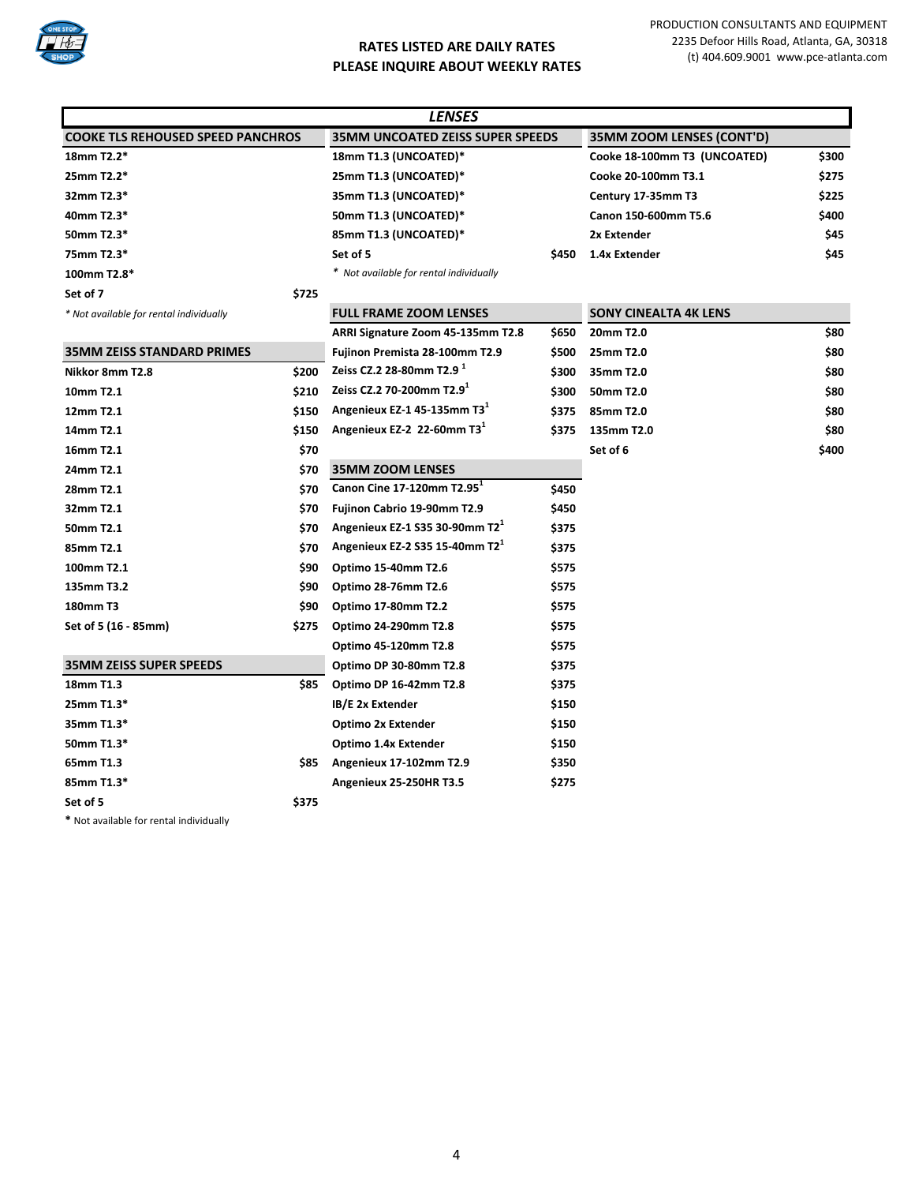RATES LISTED ARE DAILY RATES
PLEASE INQUIRE ABOUT WEEKLY RATES

PRODUCTION CONSULTANTS AND EQUIPMENT
2235 Defoor Hills Road, Atlanta, GA, 30318
(t) 404.609.9001 www.pce-atlanta.com

# *LENSES*

## COOKE TLS REHOUSED SPEED PANCHROS

| Lens | Rate |
|---|---|
| 18mm T2.2* | |
| 25mm T2.2* | |
| 32mm T2.3* | |
| 40mm T2.3* | |
| 50mm T2.3* | |
| 75mm T2.3* | |
| 100mm T2.8* | |
| Set of 7 | $725 |

*\* Not available for rental individually*

## 35MM ZEISS STANDARD PRIMES

| Lens | Rate |
|---|---|
| Nikkor 8mm T2.8 | $200 |
| 10mm T2.1 | $210 |
| 12mm T2.1 | $150 |
| 14mm T2.1 | $150 |
| 16mm T2.1 | $70 |
| 24mm T2.1 | $70 |
| 28mm T2.1 | $70 |
| 32mm T2.1 | $70 |
| 50mm T2.1 | $70 |
| 85mm T2.1 | $70 |
| 100mm T2.1 | $90 |
| 135mm T3.2 | $90 |
| 180mm T3 | $90 |
| Set of 5 (16 - 85mm) | $275 |

## 35MM ZEISS SUPER SPEEDS

| Lens | Rate |
|---|---|
| 18mm T1.3 | $85 |
| 25mm T1.3* | |
| 35mm T1.3* | |
| 50mm T1.3* | |
| 65mm T1.3 | $85 |
| 85mm T1.3* | |
| Set of 5 | $375 |

\* Not available for rental individually

## 35MM UNCOATED ZEISS SUPER SPEEDS

| Lens | Rate |
|---|---|
| 18mm T1.3 (UNCOATED)* | |
| 25mm T1.3 (UNCOATED)* | |
| 35mm T1.3 (UNCOATED)* | |
| 50mm T1.3 (UNCOATED)* | |
| 85mm T1.3 (UNCOATED)* | |
| Set of 5 | $450 |

*\* Not available for rental individually*

## FULL FRAME ZOOM LENSES

| Lens | Rate |
|---|---|
| ARRI Signature Zoom 45-135mm T2.8 | $650 |
| Fujinon Premista 28-100mm T2.9 | $500 |
| Zeiss CZ.2 28-80mm T2.9 [1] | $300 |
| Zeiss CZ.2 70-200mm T2.9[1] | $300 |
| Angenieux EZ-1 45-135mm T3[1] | $375 |
| Angenieux EZ-2 22-60mm T3[1] | $375 |

## 35MM ZOOM LENSES

| Lens | Rate |
|---|---|
| Canon Cine 17-120mm T2.95[1] | $450 |
| Fujinon Cabrio 19-90mm T2.9 | $450 |
| Angenieux EZ-1 S35 30-90mm T2[1] | $375 |
| Angenieux EZ-2 S35 15-40mm T2[1] | $375 |
| Optimo 15-40mm T2.6 | $575 |
| Optimo 28-76mm T2.6 | $575 |
| Optimo 17-80mm T2.2 | $575 |
| Optimo 24-290mm T2.8 | $575 |
| Optimo 45-120mm T2.8 | $575 |
| Optimo DP 30-80mm T2.8 | $375 |
| Optimo DP 16-42mm T2.8 | $375 |
| IB/E 2x Extender | $150 |
| Optimo 2x Extender | $150 |
| Optimo 1.4x Extender | $150 |
| Angenieux 17-102mm T2.9 | $350 |
| Angenieux 25-250HR T3.5 | $275 |

## 35MM ZOOM LENSES (CONT'D)

| Lens | Rate |
|---|---|
| Cooke 18-100mm T3 (UNCOATED) | $300 |
| Cooke 20-100mm T3.1 | $275 |
| Century 17-35mm T3 | $225 |
| Canon 150-600mm T5.6 | $400 |
| 2x Extender | $45 |
| 1.4x Extender | $45 |

## SONY CINEALTA 4K LENS

| Lens | Rate |
|---|---|
| 20mm T2.0 | $80 |
| 25mm T2.0 | $80 |
| 35mm T2.0 | $80 |
| 50mm T2.0 | $80 |
| 85mm T2.0 | $80 |
| 135mm T2.0 | $80 |
| Set of 6 | $400 |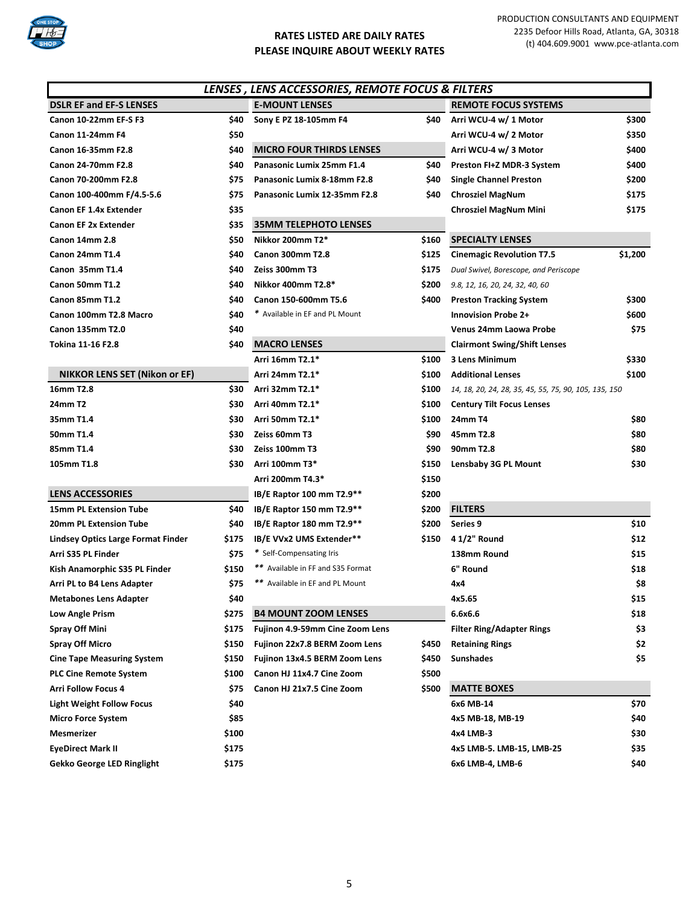PRODUCTION CONSULTANTS AND EQUIPMENT
2235 Defoor Hills Road, Atlanta, GA, 30318
(t) 404.609.9001 www.pce-atlanta.com

**RATES LISTED ARE DAILY RATES**
**PLEASE INQUIRE ABOUT WEEKLY RATES**

## *LENSES , LENS ACCESSORIES, REMOTE FOCUS & FILTERS*

### DSLR EF and EF-S LENSES

| Item | Rate |
|---|---|
| Canon 10-22mm EF-S F3 | $40 |
| Canon 11-24mm F4 | $50 |
| Canon 16-35mm F2.8 | $40 |
| Canon 24-70mm F2.8 | $40 |
| Canon 70-200mm F2.8 | $75 |
| Canon 100-400mm F/4.5-5.6 | $75 |
| Canon EF 1.4x Extender | $35 |
| Canon EF 2x Extender | $35 |
| Canon 14mm 2.8 | $50 |
| Canon 24mm T1.4 | $40 |
| Canon 35mm T1.4 | $40 |
| Canon 50mm T1.2 | $40 |
| Canon 85mm T1.2 | $40 |
| Canon 100mm T2.8 Macro | $40 |
| Canon 135mm T2.0 | $40 |
| Tokina 11-16 F2.8 | $40 |

### NIKKOR LENS SET (Nikon or EF)

| Item | Rate |
|---|---|
| 16mm T2.8 | $30 |
| 24mm T2 | $30 |
| 35mm T1.4 | $30 |
| 50mm T1.4 | $30 |
| 85mm T1.4 | $30 |
| 105mm T1.8 | $30 |

### LENS ACCESSORIES

| Item | Rate |
|---|---|
| 15mm PL Extension Tube | $40 |
| 20mm PL Extension Tube | $40 |
| Lindsey Optics Large Format Finder | $175 |
| Arri S35 PL Finder | $75 |
| Kish Anamorphic S35 PL Finder | $150 |
| Arri PL to B4 Lens Adapter | $75 |
| Metabones Lens Adapter | $40 |
| Low Angle Prism | $275 |
| Spray Off Mini | $175 |
| Spray Off Micro | $150 |
| Cine Tape Measuring System | $150 |
| PLC Cine Remote System | $100 |
| Arri Follow Focus 4 | $75 |
| Light Weight Follow Focus | $40 |
| Micro Force System | $85 |
| Mesmerizer | $100 |
| EyeDirect Mark II | $175 |
| Gekko George LED Ringlight | $175 |

### E-MOUNT LENSES

| Item | Rate |
|---|---|
| Sony E PZ 18-105mm F4 | $40 |

### MICRO FOUR THIRDS LENSES

| Item | Rate |
|---|---|
| Panasonic Lumix 25mm F1.4 | $40 |
| Panasonic Lumix 8-18mm F2.8 | $40 |
| Panasonic Lumix 12-35mm F2.8 | $40 |

### 35MM TELEPHOTO LENSES

| Item | Rate |
|---|---|
| Nikkor 200mm T2* | $160 |
| Canon 300mm T2.8 | $125 |
| Zeiss 300mm T3 | $175 |
| Nikkor 400mm T2.8* | $200 |
| Canon 150-600mm T5.6 | $400 |

\* Available in EF and PL Mount

### MACRO LENSES

| Item | Rate |
|---|---|
| Arri 16mm T2.1* | $100 |
| Arri 24mm T2.1* | $100 |
| Arri 32mm T2.1* | $100 |
| Arri 40mm T2.1* | $100 |
| Arri 50mm T2.1* | $100 |
| Zeiss 60mm T3 | $90 |
| Zeiss 100mm T3 | $90 |
| Arri 100mm T3* | $150 |
| Arri 200mm T4.3* | $150 |
| IB/E Raptor 100 mm T2.9** | $200 |
| IB/E Raptor 150 mm T2.9** | $200 |
| IB/E Raptor 180 mm T2.9** | $200 |
| IB/E VVx2 UMS Extender** | $150 |

\* Self-Compensating Iris
\** Available in FF and S35 Format
\** Available in EF and PL Mount

### B4 MOUNT ZOOM LENSES

| Item | Rate |
|---|---|
| Fujinon 4.9-59mm Cine Zoom Lens | |
| Fujinon 22x7.8 BERM Zoom Lens | $450 |
| Fujinon 13x4.5 BERM Zoom Lens | $450 |
| Canon HJ 11x4.7 Cine Zoom | $500 |
| Canon HJ 21x7.5 Cine Zoom | $500 |

### REMOTE FOCUS SYSTEMS

| Item | Rate |
|---|---|
| Arri WCU-4 w/ 1 Motor | $300 |
| Arri WCU-4 w/ 2 Motor | $350 |
| Arri WCU-4 w/ 3 Motor | $400 |
| Preston FI+Z MDR-3 System | $400 |
| Single Channel Preston | $200 |
| Chrosziel MagNum | $175 |
| Chrosziel MagNum Mini | $175 |

### SPECIALTY LENSES

| Item | Rate |
|---|---|
| Cinemagic Revolution T7.5 | $1,200 |
| *Dual Swivel, Borescope, and Periscope* | |
| *9.8, 12, 16, 20, 24, 32, 40, 60* | |
| Preston Tracking System | $300 |
| Innovision Probe 2+ | $600 |
| Venus 24mm Laowa Probe | $75 |
| **Clairmont Swing/Shift Lenses** | |
| 3 Lens Minimum | $330 |
| Additional Lenses | $100 |
| *14, 18, 20, 24, 28, 35, 45, 55, 75, 90, 105, 135, 150* | |
| **Century Tilt Focus Lenses** | |
| 24mm T4 | $80 |
| 45mm T2.8 | $80 |
| 90mm T2.8 | $80 |
| Lensbaby 3G PL Mount | $30 |

### FILTERS

| Item | Rate |
|---|---|
| Series 9 | $10 |
| 4 1/2" Round | $12 |
| 138mm Round | $15 |
| 6" Round | $18 |
| 4x4 | $8 |
| 4x5.65 | $15 |
| 6.6x6.6 | $18 |
| Filter Ring/Adapter Rings | $3 |
| Retaining Rings | $2 |
| Sunshades | $5 |

### MATTE BOXES

| Item | Rate |
|---|---|
| 6x6 MB-14 | $70 |
| 4x5 MB-18, MB-19 | $40 |
| 4x4 LMB-3 | $30 |
| 4x5 LMB-5. LMB-15, LMB-25 | $35 |
| 6x6 LMB-4, LMB-6 | $40 |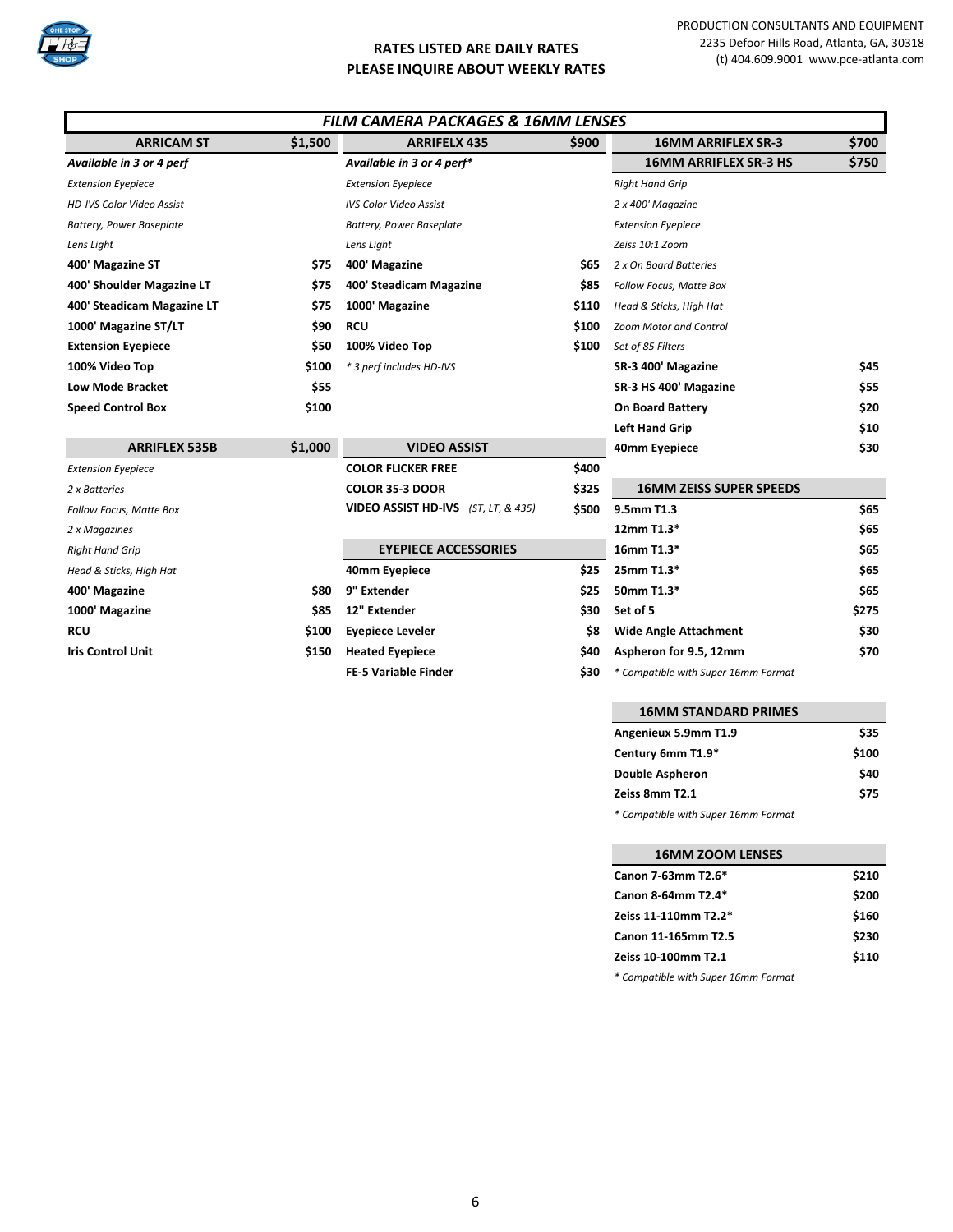**RATES LISTED ARE DAILY RATES**
**PLEASE INQUIRE ABOUT WEEKLY RATES**

PRODUCTION CONSULTANTS AND EQUIPMENT
2235 Defoor Hills Road, Atlanta, GA, 30318
(t) 404.609.9001 www.pce-atlanta.com

## *FILM CAMERA PACKAGES & 16MM LENSES*

| ARRICAM ST | $1,500 |
|---|---|
| ***Available in 3 or 4 perf*** | |
| *Extension Eyepiece* | |
| *HD-IVS Color Video Assist* | |
| *Battery, Power Baseplate* | |
| *Lens Light* | |
| **400' Magazine ST** | **$75** |
| **400' Shoulder Magazine LT** | **$75** |
| **400' Steadicam Magazine LT** | **$75** |
| **1000' Magazine ST/LT** | **$90** |
| **Extension Eyepiece** | **$50** |
| **100% Video Top** | **$100** |
| **Low Mode Bracket** | **$55** |
| **Speed Control Box** | **$100** |

| ARRIFLEX 535B | $1,000 |
|---|---|
| *Extension Eyepiece* | |
| *2 x Batteries* | |
| *Follow Focus, Matte Box* | |
| *2 x Magazines* | |
| *Right Hand Grip* | |
| *Head & Sticks, High Hat* | |
| **400' Magazine** | **$80** |
| **1000' Magazine** | **$85** |
| **RCU** | **$100** |
| **Iris Control Unit** | **$150** |

| ARRIFELX 435 | $900 |
|---|---|
| ***Available in 3 or 4 perf**** | |
| *Extension Eyepiece* | |
| *IVS Color Video Assist* | |
| *Battery, Power Baseplate* | |
| *Lens Light* | |
| **400' Magazine** | **$65** |
| **400' Steadicam Magazine** | **$85** |
| **1000' Magazine** | **$110** |
| **RCU** | **$100** |
| **100% Video Top** | **$100** |
| *\* 3 perf includes HD-IVS* | |

| VIDEO ASSIST | |
|---|---|
| **COLOR FLICKER FREE** | **$400** |
| **COLOR 35-3 DOOR** | **$325** |
| **VIDEO ASSIST HD-IVS** *(ST, LT, & 435)* | **$500** |

| EYEPIECE ACCESSORIES | |
|---|---|
| **40mm Eyepiece** | **$25** |
| **9" Extender** | **$25** |
| **12" Extender** | **$30** |
| **Eyepiece Leveler** | **$8** |
| **Heated Eyepiece** | **$40** |
| **FE-5 Variable Finder** | **$30** |

| 16MM ARRIFLEX SR-3 | $700 |
|---|---|
| **16MM ARRIFLEX SR-3 HS** | **$750** |
| *Right Hand Grip* | |
| *2 x 400' Magazine* | |
| *Extension Eyepiece* | |
| *Zeiss 10:1 Zoom* | |
| *2 x On Board Batteries* | |
| *Follow Focus, Matte Box* | |
| *Head & Sticks, High Hat* | |
| *Zoom Motor and Control* | |
| *Set of 85 Filters* | |
| **SR-3 400' Magazine** | **$45** |
| **SR-3 HS 400' Magazine** | **$55** |
| **On Board Battery** | **$20** |
| **Left Hand Grip** | **$10** |
| **40mm Eyepiece** | **$30** |

| 16MM ZEISS SUPER SPEEDS | |
|---|---|
| **9.5mm T1.3** | **$65** |
| **12mm T1.3*** | **$65** |
| **16mm T1.3*** | **$65** |
| **25mm T1.3*** | **$65** |
| **50mm T1.3*** | **$65** |
| **Set of 5** | **$275** |
| **Wide Angle Attachment** | **$30** |
| **Aspheron for 9.5, 12mm** | **$70** |
| *\* Compatible with Super 16mm Format* | |

| 16MM STANDARD PRIMES | |
|---|---|
| **Angenieux 5.9mm T1.9** | **$35** |
| **Century 6mm T1.9*** | **$100** |
| **Double Aspheron** | **$40** |
| **Zeiss 8mm T2.1** | **$75** |
| *\* Compatible with Super 16mm Format* | |

| 16MM ZOOM LENSES | |
|---|---|
| **Canon 7-63mm T2.6*** | **$210** |
| **Canon 8-64mm T2.4*** | **$200** |
| **Zeiss 11-110mm T2.2*** | **$160** |
| **Canon 11-165mm T2.5** | **$230** |
| **Zeiss 10-100mm T2.1** | **$110** |
| *\* Compatible with Super 16mm Format* | |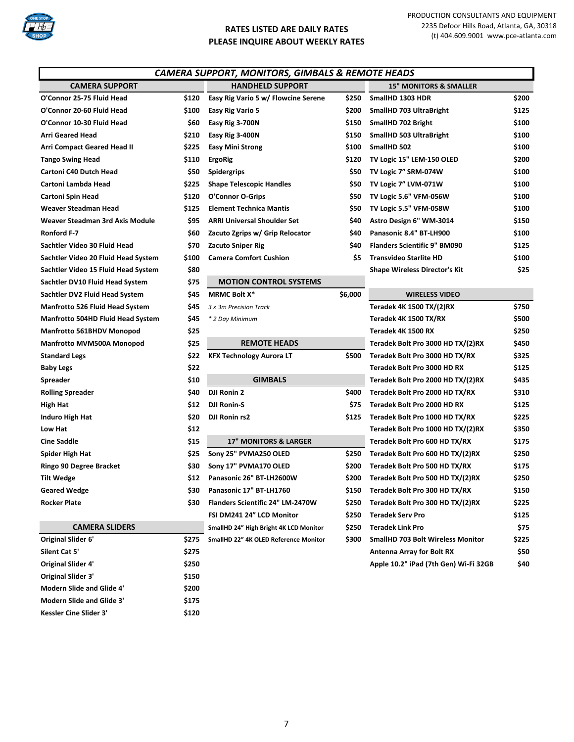RATES LISTED ARE DAILY RATES
PLEASE INQUIRE ABOUT WEEKLY RATES

PRODUCTION CONSULTANTS AND EQUIPMENT
2235 Defoor Hills Road, Atlanta, GA, 30318
(t) 404.609.9001 www.pce-atlanta.com

## *CAMERA SUPPORT, MONITORS, GIMBALS & REMOTE HEADS*

### CAMERA SUPPORT

| CAMERA SUPPORT | |
|---|---|
| O'Connor 25-75 Fluid Head | $120 |
| O'Connor 20-60 Fluid Head | $100 |
| O'Connor 10-30 Fluid Head | $60 |
| Arri Geared Head | $210 |
| Arri Compact Geared Head II | $225 |
| Tango Swing Head | $110 |
| Cartoni C40 Dutch Head | $50 |
| Cartoni Lambda Head | $225 |
| Cartoni Spin Head | $120 |
| Weaver Steadman Head | $125 |
| Weaver Steadman 3rd Axis Module | $95 |
| Ronford F-7 | $60 |
| Sachtler Video 30 Fluid Head | $70 |
| Sachtler Video 20 Fluid Head System | $100 |
| Sachtler Video 15 Fluid Head System | $80 |
| Sachtler DV10 Fluid Head System | $75 |
| Sachtler DV2 Fluid Head System | $45 |
| Manfrotto 526 Fluid Head System | $45 |
| Manfrotto 504HD Fluid Head System | $45 |
| Manfrotto 561BHDV Monopod | $25 |
| Manfrotto MVM500A Monopod | $25 |
| Standard Legs | $22 |
| Baby Legs | $22 |
| Spreader | $10 |
| Rolling Spreader | $40 |
| High Hat | $12 |
| Induro High Hat | $20 |
| Low Hat | $12 |
| Cine Saddle | $15 |
| Spider High Hat | $25 |
| Ringo 90 Degree Bracket | $30 |
| Tilt Wedge | $12 |
| Geared Wedge | $30 |
| Rocker Plate | $30 |

### CAMERA SLIDERS

| CAMERA SLIDERS | |
|---|---|
| Original Slider 6' | $275 |
| Silent Cat 5' | $275 |
| Original Slider 4' | $250 |
| Original Slider 3' | $150 |
| Modern Slide and Glide 4' | $200 |
| Modern Slide and Glide 3' | $175 |
| Kessler Cine Slider 3' | $120 |

### HANDHELD SUPPORT

| HANDHELD SUPPORT | |
|---|---|
| Easy Rig Vario 5 w/ Flowcine Serene | $250 |
| Easy Rig Vario 5 | $200 |
| Easy Rig 3-700N | $150 |
| Easy Rig 3-400N | $150 |
| Easy Mini Strong | $100 |
| ErgoRig | $120 |
| Spidergrips | $50 |
| Shape Telescopic Handles | $50 |
| O'Connor O-Grips | $50 |
| Element Technica Mantis | $50 |
| ARRI Universal Shoulder Set | $40 |
| Zacuto Zgrips w/ Grip Relocator | $40 |
| Zacuto Sniper Rig | $40 |
| Camera Comfort Cushion | $5 |

### MOTION CONTROL SYSTEMS

| MOTION CONTROL SYSTEMS | |
|---|---|
| MRMC Bolt X* | $6,000 |
| *3 x 3m Precision Track* | |
| *\* 2 Day Minimum* | |

### REMOTE HEADS

| REMOTE HEADS | |
|---|---|
| KFX Technology Aurora LT | $500 |

### GIMBALS

| GIMBALS | |
|---|---|
| DJI Ronin 2 | $400 |
| DJI Ronin-S | $75 |
| DJI Ronin rs2 | $125 |

### 17" MONITORS & LARGER

| 17" MONITORS & LARGER | |
|---|---|
| Sony 25" PVMA250 OLED | $250 |
| Sony 17" PVMA170 OLED | $200 |
| Panasonic 26" BT-LH2600W | $200 |
| Panasonic 17" BT-LH1760 | $150 |
| Flanders Scientific 24" LM-2470W | $250 |
| FSI DM241 24" LCD Monitor | $250 |
| SmallHD 24" High Bright 4K LCD Monitor | $250 |
| SmallHD 22" 4K OLED Reference Monitor | $300 |

### 15" MONITORS & SMALLER

| 15" MONITORS & SMALLER | |
|---|---|
| SmallHD 1303 HDR | $200 |
| SmallHD 703 UltraBright | $125 |
| SmallHD 702 Bright | $100 |
| SmallHD 503 UltraBright | $100 |
| SmallHD 502 | $100 |
| TV Logic 15" LEM-150 OLED | $200 |
| TV Logic 7" SRM-074W | $100 |
| TV Logic 7" LVM-071W | $100 |
| TV Logic 5.6" VFM-056W | $100 |
| TV Logic 5.5" VFM-058W | $100 |
| Astro Design 6" WM-3014 | $150 |
| Panasonic 8.4" BT-LH900 | $100 |
| Flanders Scientific 9" BM090 | $125 |
| Transvideo Starlite HD | $100 |
| Shape Wireless Director's Kit | $25 |

### WIRELESS VIDEO

| WIRELESS VIDEO | |
|---|---|
| Teradek 4K 1500 TX/(2)RX | $750 |
| Teradek 4K 1500 TX/RX | $500 |
| Teradek 4K 1500 RX | $250 |
| Teradek Bolt Pro 3000 HD TX/(2)RX | $450 |
| Teradek Bolt Pro 3000 HD TX/RX | $325 |
| Teradek Bolt Pro 3000 HD RX | $125 |
| Teradek Bolt Pro 2000 HD TX/(2)RX | $435 |
| Teradek Bolt Pro 2000 HD TX/RX | $310 |
| Teradek Bolt Pro 2000 HD RX | $125 |
| Teradek Bolt Pro 1000 HD TX/RX | $225 |
| Teradek Bolt Pro 1000 HD TX/(2)RX | $350 |
| Teradek Bolt Pro 600 HD TX/RX | $175 |
| Teradek Bolt Pro 600 HD TX/(2)RX | $250 |
| Teradek Bolt Pro 500 HD TX/RX | $175 |
| Teradek Bolt Pro 500 HD TX/(2)RX | $250 |
| Teradek Bolt Pro 300 HD TX/RX | $150 |
| Teradek Bolt Pro 300 HD TX/(2)RX | $225 |
| Teradek Serv Pro | $125 |
| Teradek Link Pro | $75 |
| SmallHD 703 Bolt Wireless Monitor | $225 |
| Antenna Array for Bolt RX | $50 |
| Apple 10.2" iPad (7th Gen) Wi-Fi 32GB | $40 |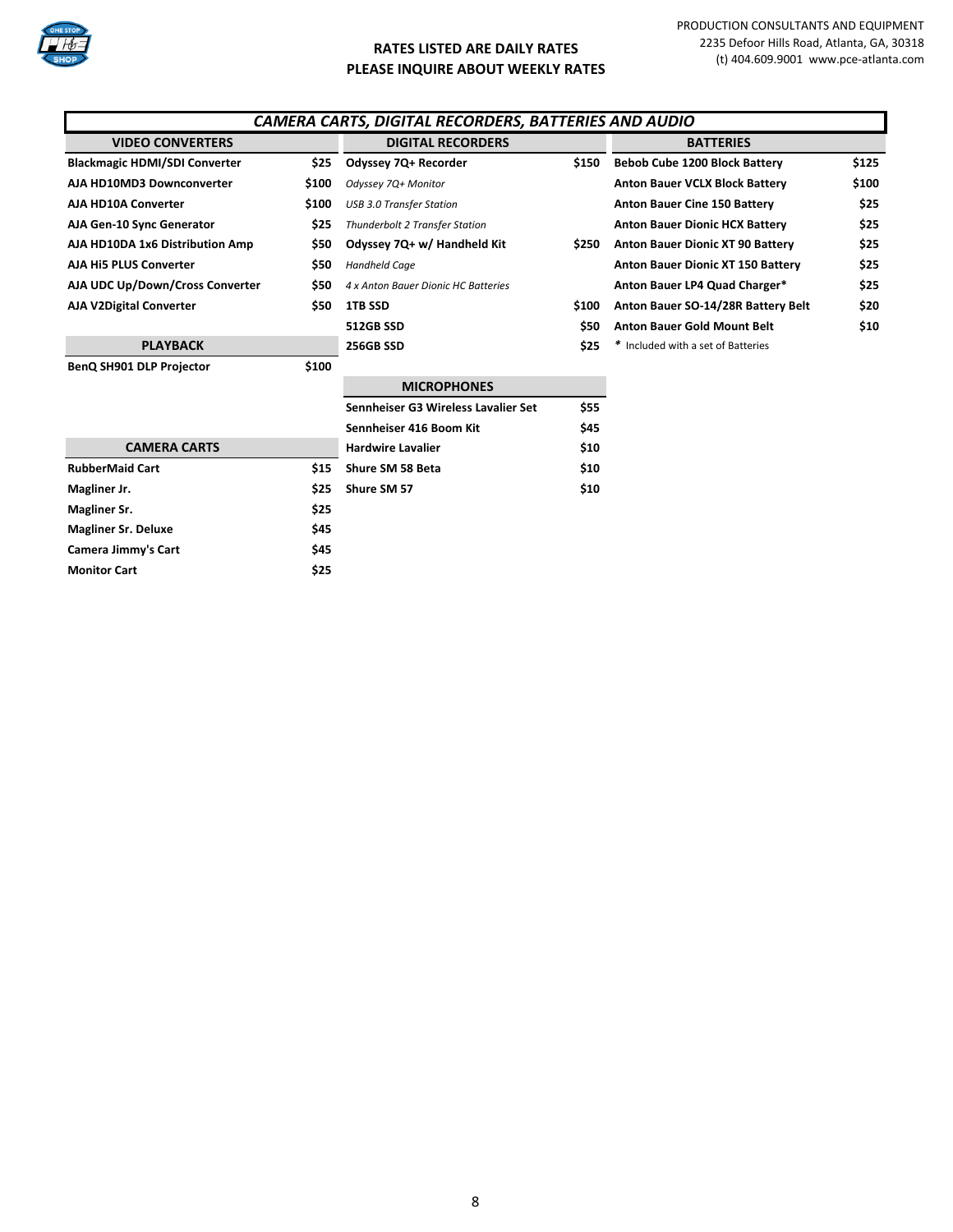PRODUCTION CONSULTANTS AND EQUIPMENT
2235 Defoor Hills Road, Atlanta, GA, 30318
(t) 404.609.9001 www.pce-atlanta.com

**RATES LISTED ARE DAILY RATES**
**PLEASE INQUIRE ABOUT WEEKLY RATES**

## *CAMERA CARTS, DIGITAL RECORDERS, BATTERIES AND AUDIO*

### VIDEO CONVERTERS

| | |
|---|---|
| **Blackmagic HDMI/SDI Converter** | **$25** |
| **AJA HD10MD3 Downconverter** | **$100** |
| **AJA HD10A Converter** | **$100** |
| **AJA Gen-10 Sync Generator** | **$25** |
| **AJA HD10DA 1x6 Distribution Amp** | **$50** |
| **AJA Hi5 PLUS Converter** | **$50** |
| **AJA UDC Up/Down/Cross Converter** | **$50** |
| **AJA V2Digital Converter** | **$50** |

### PLAYBACK

| | |
|---|---|
| **BenQ SH901 DLP Projector** | **$100** |

### CAMERA CARTS

| | |
|---|---|
| **RubberMaid Cart** | **$15** |
| **Magliner Jr.** | **$25** |
| **Magliner Sr.** | **$25** |
| **Magliner Sr. Deluxe** | **$45** |
| **Camera Jimmy's Cart** | **$45** |
| **Monitor Cart** | **$25** |

### DIGITAL RECORDERS

| | |
|---|---|
| **Odyssey 7Q+ Recorder** | **$150** |
| *Odyssey 7Q+ Monitor* | |
| *USB 3.0 Transfer Station* | |
| *Thunderbolt 2 Transfer Station* | |
| **Odyssey 7Q+ w/ Handheld Kit** | **$250** |
| *Handheld Cage* | |
| *4 x Anton Bauer Dionic HC Batteries* | |
| **1TB SSD** | **$100** |
| **512GB SSD** | **$50** |
| **256GB SSD** | **$25** |

### MICROPHONES

| | |
|---|---|
| **Sennheiser G3 Wireless Lavalier Set** | **$55** |
| **Sennheiser 416 Boom Kit** | **$45** |
| **Hardwire Lavalier** | **$10** |
| **Shure SM 58 Beta** | **$10** |
| **Shure SM 57** | **$10** |

### BATTERIES

| | |
|---|---|
| **Bebob Cube 1200 Block Battery** | **$125** |
| **Anton Bauer VCLX Block Battery** | **$100** |
| **Anton Bauer Cine 150 Battery** | **$25** |
| **Anton Bauer Dionic HCX Battery** | **$25** |
| **Anton Bauer Dionic XT 90 Battery** | **$25** |
| **Anton Bauer Dionic XT 150 Battery** | **$25** |
| **Anton Bauer LP4 Quad Charger*** | **$25** |
| **Anton Bauer SO-14/28R Battery Belt** | **$20** |
| **Anton Bauer Gold Mount Belt** | **$10** |

* Included with a set of Batteries